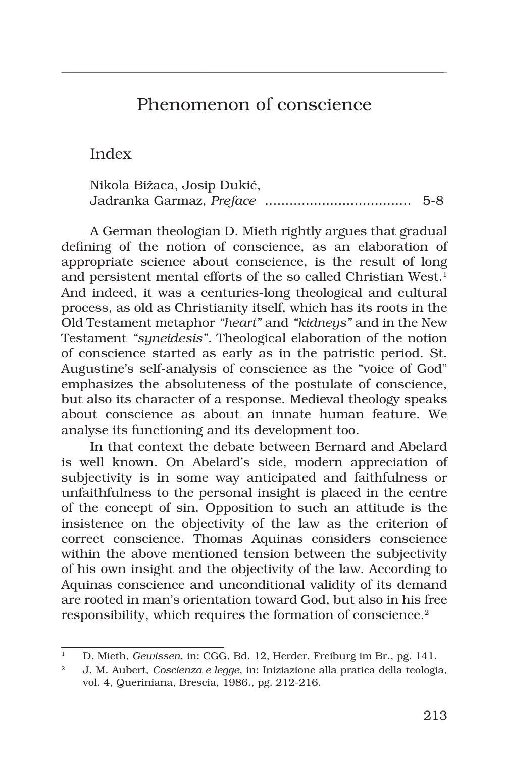# Phenomenon of conscience

## Index

Nikola Bižaca, Josip Dukić,
Jadranka Garmaz, *Preface* .................................... 5-8

A German theologian D. Mieth rightly argues that gradual defining of the notion of conscience, as an elaboration of appropriate science about conscience, is the result of long and persistent mental efforts of the so called Christian West.[1] And indeed, it was a centuries-long theological and cultural process, as old as Christianity itself, which has its roots in the Old Testament metaphor *"heart"* and *"kidneys"* and in the New Testament *"syneidesis"*. Theological elaboration of the notion of conscience started as early as in the patristic period. St. Augustine's self-analysis of conscience as the "voice of God" emphasizes the absoluteness of the postulate of conscience, but also its character of a response. Medieval theology speaks about conscience as about an innate human feature. We analyse its functioning and its development too.

In that context the debate between Bernard and Abelard is well known. On Abelard's side, modern appreciation of subjectivity is in some way anticipated and faithfulness or unfaithfulness to the personal insight is placed in the centre of the concept of sin. Opposition to such an attitude is the insistence on the objectivity of the law as the criterion of correct conscience. Thomas Aquinas considers conscience within the above mentioned tension between the subjectivity of his own insight and the objectivity of the law. According to Aquinas conscience and unconditional validity of its demand are rooted in man's orientation toward God, but also in his free responsibility, which requires the formation of conscience.[2]

---

[1] D. Mieth, *Gewissen*, in: CGG, Bd. 12, Herder, Freiburg im Br., pg. 141.

[2] J. M. Aubert, *Coscienza e legge*, in: Iniziazione alla pratica della teologia, vol. 4, Queriniana, Brescia, 1986., pg. 212-216.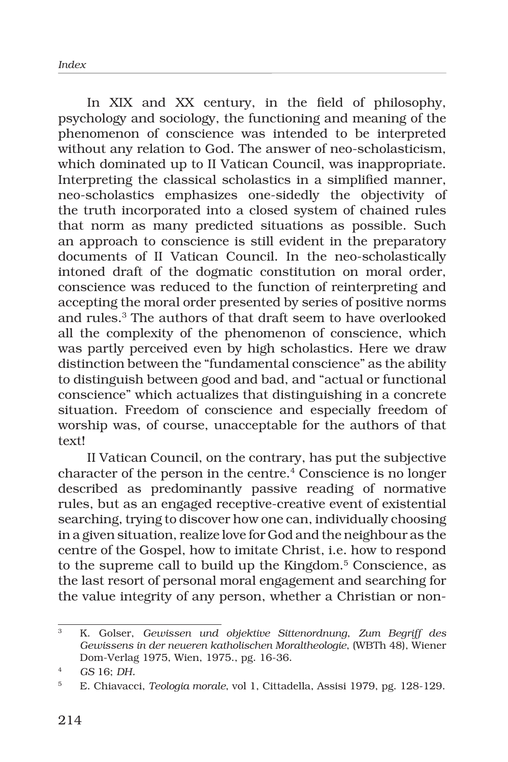In XIX and XX century, in the field of philosophy, psychology and sociology, the functioning and meaning of the phenomenon of conscience was intended to be interpreted without any relation to God. The answer of neo-scholasticism, which dominated up to II Vatican Council, was inappropriate. Interpreting the classical scholastics in a simplified manner, neo-scholastics emphasizes one-sidedly the objectivity of the truth incorporated into a closed system of chained rules that norm as many predicted situations as possible. Such an approach to conscience is still evident in the preparatory documents of II Vatican Council. In the neo-scholastically intoned draft of the dogmatic constitution on moral order, conscience was reduced to the function of reinterpreting and accepting the moral order presented by series of positive norms and rules.[3] The authors of that draft seem to have overlooked all the complexity of the phenomenon of conscience, which was partly perceived even by high scholastics. Here we draw distinction between the "fundamental conscience" as the ability to distinguish between good and bad, and "actual or functional conscience" which actualizes that distinguishing in a concrete situation. Freedom of conscience and especially freedom of worship was, of course, unacceptable for the authors of that text!

II Vatican Council, on the contrary, has put the subjective character of the person in the centre.[4] Conscience is no longer described as predominantly passive reading of normative rules, but as an engaged receptive-creative event of existential searching, trying to discover how one can, individually choosing in a given situation, realize love for God and the neighbour as the centre of the Gospel, how to imitate Christ, i.e. how to respond to the supreme call to build up the Kingdom.[5] Conscience, as the last resort of personal moral engagement and searching for the value integrity of any person, whether a Christian or non-

---

[3] K. Golser, *Gewissen und objektive Sittenordnung, Zum Begriff des Gewissens in der neueren katholischen Moraltheologie*, (WBTh 48), Wiener Dom-Verlag 1975, Wien, 1975., pg. 16-36.

[4] *GS* 16; *DH*.

[5] E. Chiavacci, *Teologia morale*, vol 1, Cittadella, Assisi 1979, pg. 128-129.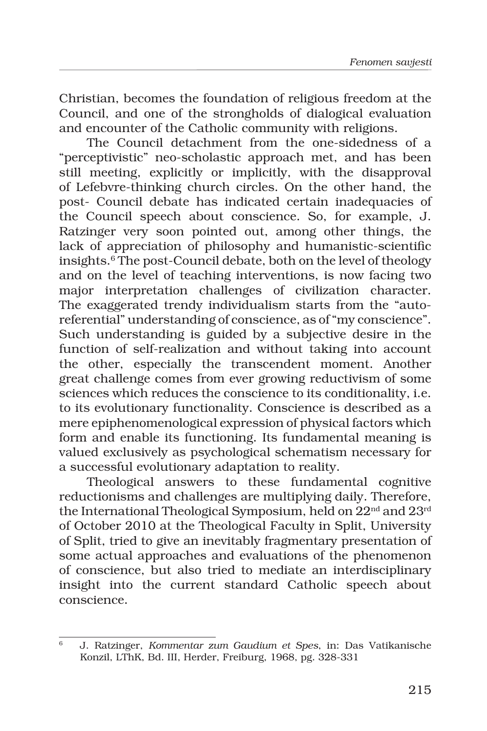Christian, becomes the foundation of religious freedom at the Council, and one of the strongholds of dialogical evaluation and encounter of the Catholic community with religions.

The Council detachment from the one-sidedness of a "perceptivistic" neo-scholastic approach met, and has been still meeting, explicitly or implicitly, with the disapproval of Lefebvre-thinking church circles. On the other hand, the post- Council debate has indicated certain inadequacies of the Council speech about conscience. So, for example, J. Ratzinger very soon pointed out, among other things, the lack of appreciation of philosophy and humanistic-scientific insights.[6] The post-Council debate, both on the level of theology and on the level of teaching interventions, is now facing two major interpretation challenges of civilization character. The exaggerated trendy individualism starts from the "auto-referential" understanding of conscience, as of "my conscience". Such understanding is guided by a subjective desire in the function of self-realization and without taking into account the other, especially the transcendent moment. Another great challenge comes from ever growing reductivism of some sciences which reduces the conscience to its conditionality, i.e. to its evolutionary functionality. Conscience is described as a mere epiphenomenological expression of physical factors which form and enable its functioning. Its fundamental meaning is valued exclusively as psychological schematism necessary for a successful evolutionary adaptation to reality.

Theological answers to these fundamental cognitive reductionisms and challenges are multiplying daily. Therefore, the International Theological Symposium, held on 22nd and 23rd of October 2010 at the Theological Faculty in Split, University of Split, tried to give an inevitably fragmentary presentation of some actual approaches and evaluations of the phenomenon of conscience, but also tried to mediate an interdisciplinary insight into the current standard Catholic speech about conscience.

---

[6] J. Ratzinger, *Kommentar zum Gaudium et Spes*, in: Das Vatikanische Konzil, LThK, Bd. III, Herder, Freiburg, 1968, pg. 328-331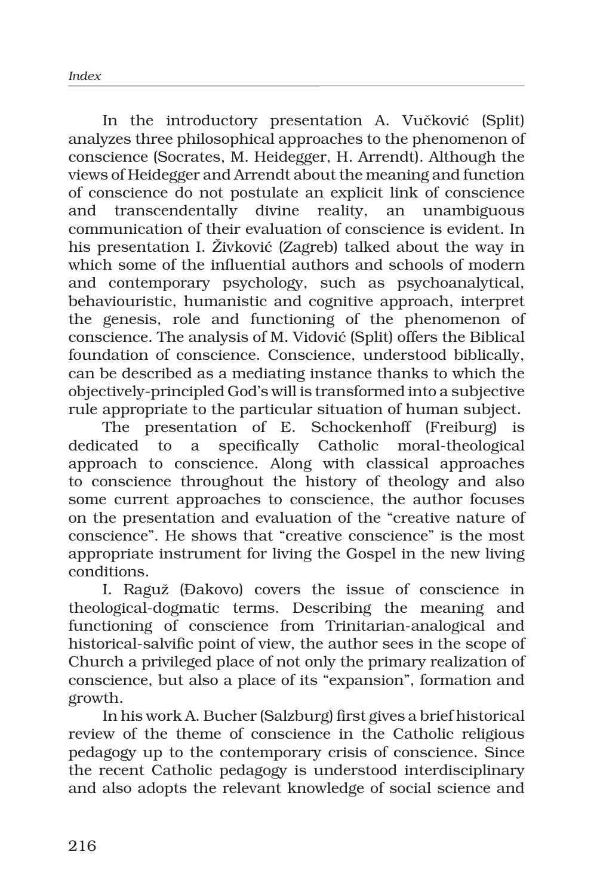In the introductory presentation A. Vučković (Split) analyzes three philosophical approaches to the phenomenon of conscience (Socrates, M. Heidegger, H. Arrendt). Although the views of Heidegger and Arrendt about the meaning and function of conscience do not postulate an explicit link of conscience and transcendentally divine reality, an unambiguous communication of their evaluation of conscience is evident. In his presentation I. Živković (Zagreb) talked about the way in which some of the influential authors and schools of modern and contemporary psychology, such as psychoanalytical, behaviouristic, humanistic and cognitive approach, interpret the genesis, role and functioning of the phenomenon of conscience. The analysis of M. Vidović (Split) offers the Biblical foundation of conscience. Conscience, understood biblically, can be described as a mediating instance thanks to which the objectively-principled God's will is transformed into a subjective rule appropriate to the particular situation of human subject.

The presentation of E. Schockenhoff (Freiburg) is dedicated to a specifically Catholic moral-theological approach to conscience. Along with classical approaches to conscience throughout the history of theology and also some current approaches to conscience, the author focuses on the presentation and evaluation of the "creative nature of conscience". He shows that "creative conscience" is the most appropriate instrument for living the Gospel in the new living conditions.

I. Raguž (Đakovo) covers the issue of conscience in theological-dogmatic terms. Describing the meaning and functioning of conscience from Trinitarian-analogical and historical-salvific point of view, the author sees in the scope of Church a privileged place of not only the primary realization of conscience, but also a place of its "expansion", formation and growth.

In his work A. Bucher (Salzburg) first gives a brief historical review of the theme of conscience in the Catholic religious pedagogy up to the contemporary crisis of conscience. Since the recent Catholic pedagogy is understood interdisciplinary and also adopts the relevant knowledge of social science and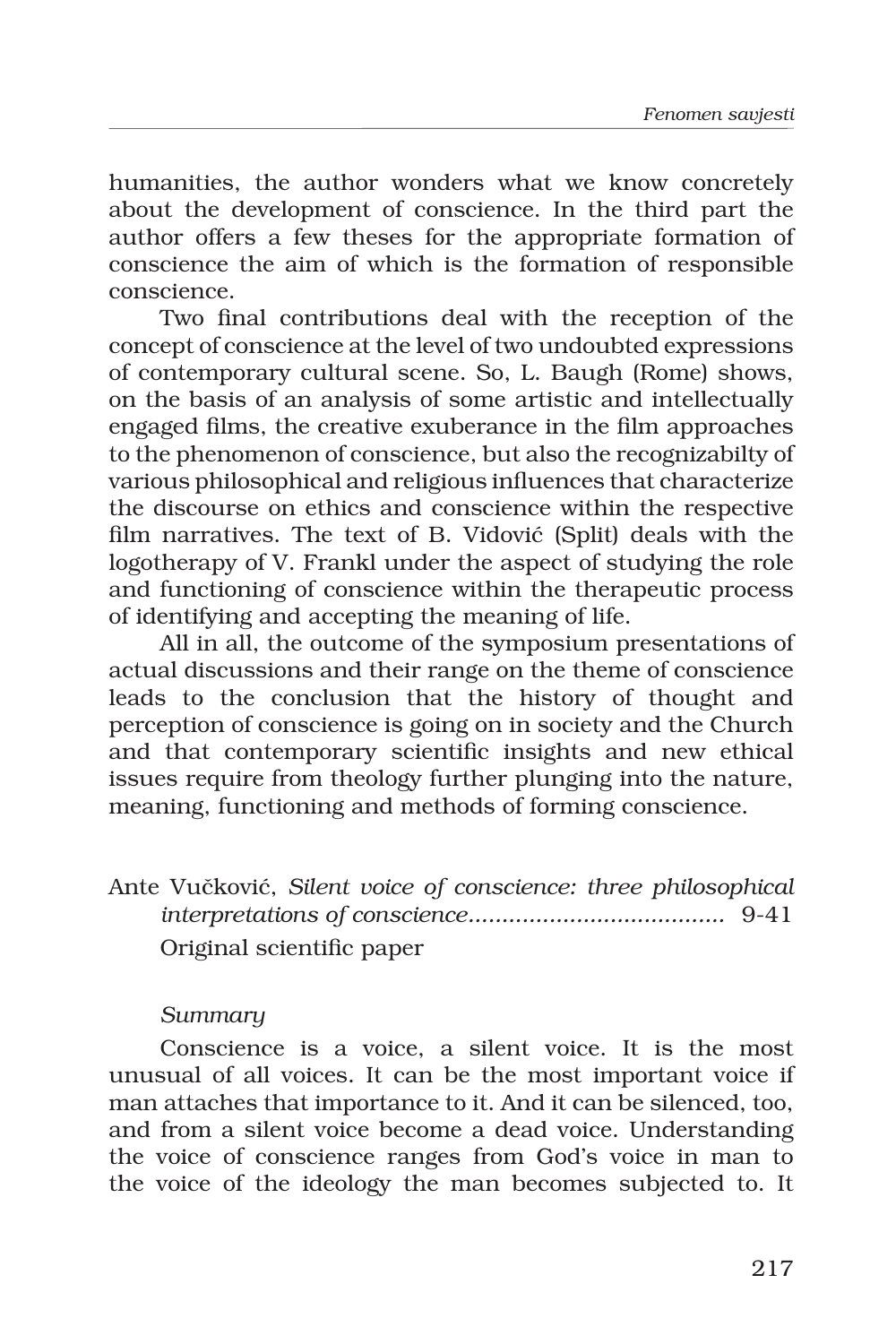humanities, the author wonders what we know concretely about the development of conscience. In the third part the author offers a few theses for the appropriate formation of conscience the aim of which is the formation of responsible conscience.

Two final contributions deal with the reception of the concept of conscience at the level of two undoubted expressions of contemporary cultural scene. So, L. Baugh (Rome) shows, on the basis of an analysis of some artistic and intellectually engaged films, the creative exuberance in the film approaches to the phenomenon of conscience, but also the recognizabilty of various philosophical and religious influences that characterize the discourse on ethics and conscience within the respective film narratives. The text of B. Vidović (Split) deals with the logotherapy of V. Frankl under the aspect of studying the role and functioning of conscience within the therapeutic process of identifying and accepting the meaning of life.

All in all, the outcome of the symposium presentations of actual discussions and their range on the theme of conscience leads to the conclusion that the history of thought and perception of conscience is going on in society and the Church and that contemporary scientific insights and new ethical issues require from theology further plunging into the nature, meaning, functioning and methods of forming conscience.

Ante Vučković, *Silent voice of conscience: three philosophical interpretations of conscience*...................................... 9-41

Original scientific paper

*Summary*

Conscience is a voice, a silent voice. It is the most unusual of all voices. It can be the most important voice if man attaches that importance to it. And it can be silenced, too, and from a silent voice become a dead voice. Understanding the voice of conscience ranges from God's voice in man to the voice of the ideology the man becomes subjected to. It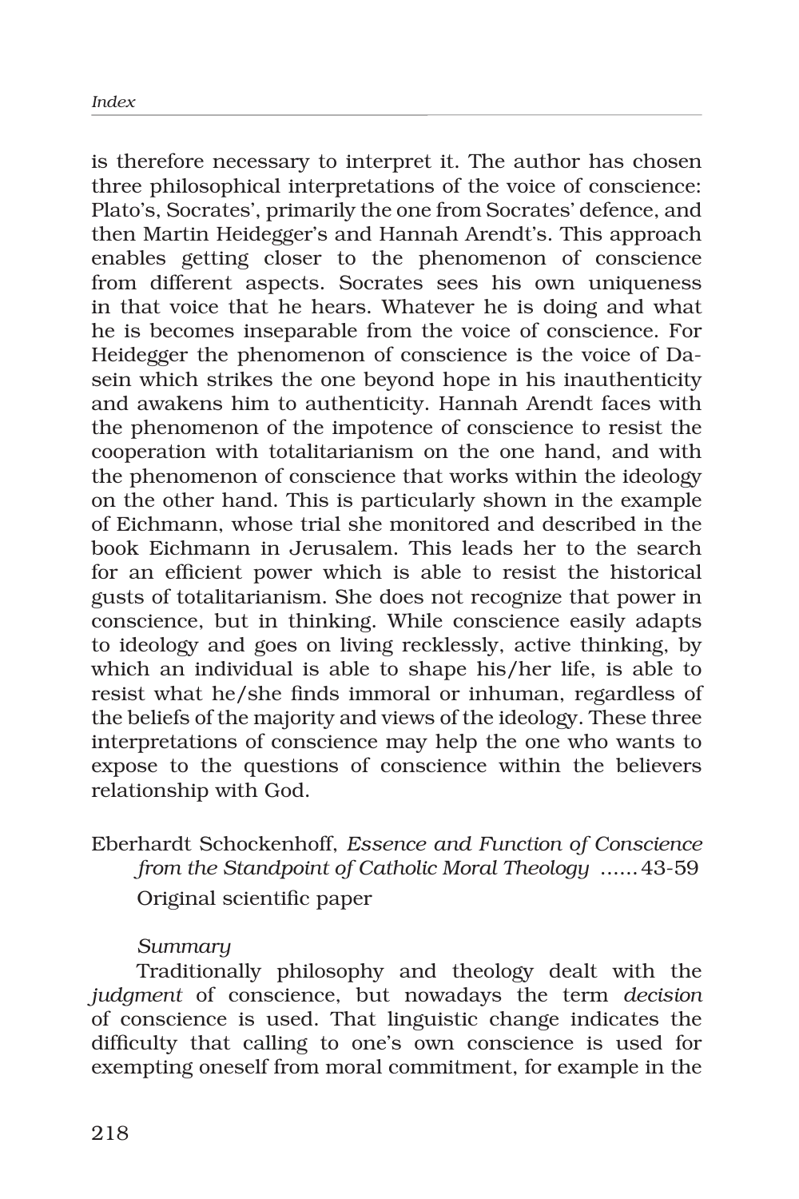is therefore necessary to interpret it. The author has chosen three philosophical interpretations of the voice of conscience: Plato's, Socrates', primarily the one from Socrates' defence, and then Martin Heidegger's and Hannah Arendt's. This approach enables getting closer to the phenomenon of conscience from different aspects. Socrates sees his own uniqueness in that voice that he hears. Whatever he is doing and what he is becomes inseparable from the voice of conscience. For Heidegger the phenomenon of conscience is the voice of Dasein which strikes the one beyond hope in his inauthenticity and awakens him to authenticity. Hannah Arendt faces with the phenomenon of the impotence of conscience to resist the cooperation with totalitarianism on the one hand, and with the phenomenon of conscience that works within the ideology on the other hand. This is particularly shown in the example of Eichmann, whose trial she monitored and described in the book Eichmann in Jerusalem. This leads her to the search for an efficient power which is able to resist the historical gusts of totalitarianism. She does not recognize that power in conscience, but in thinking. While conscience easily adapts to ideology and goes on living recklessly, active thinking, by which an individual is able to shape his/her life, is able to resist what he/she finds immoral or inhuman, regardless of the beliefs of the majority and views of the ideology. These three interpretations of conscience may help the one who wants to expose to the questions of conscience within the believers relationship with God.

Eberhardt Schockenhoff, *Essence and Function of Conscience from the Standpoint of Catholic Moral Theology* ...... 43-59

Original scientific paper

*Summary*

Traditionally philosophy and theology dealt with the *judgment* of conscience, but nowadays the term *decision* of conscience is used. That linguistic change indicates the difficulty that calling to one's own conscience is used for exempting oneself from moral commitment, for example in the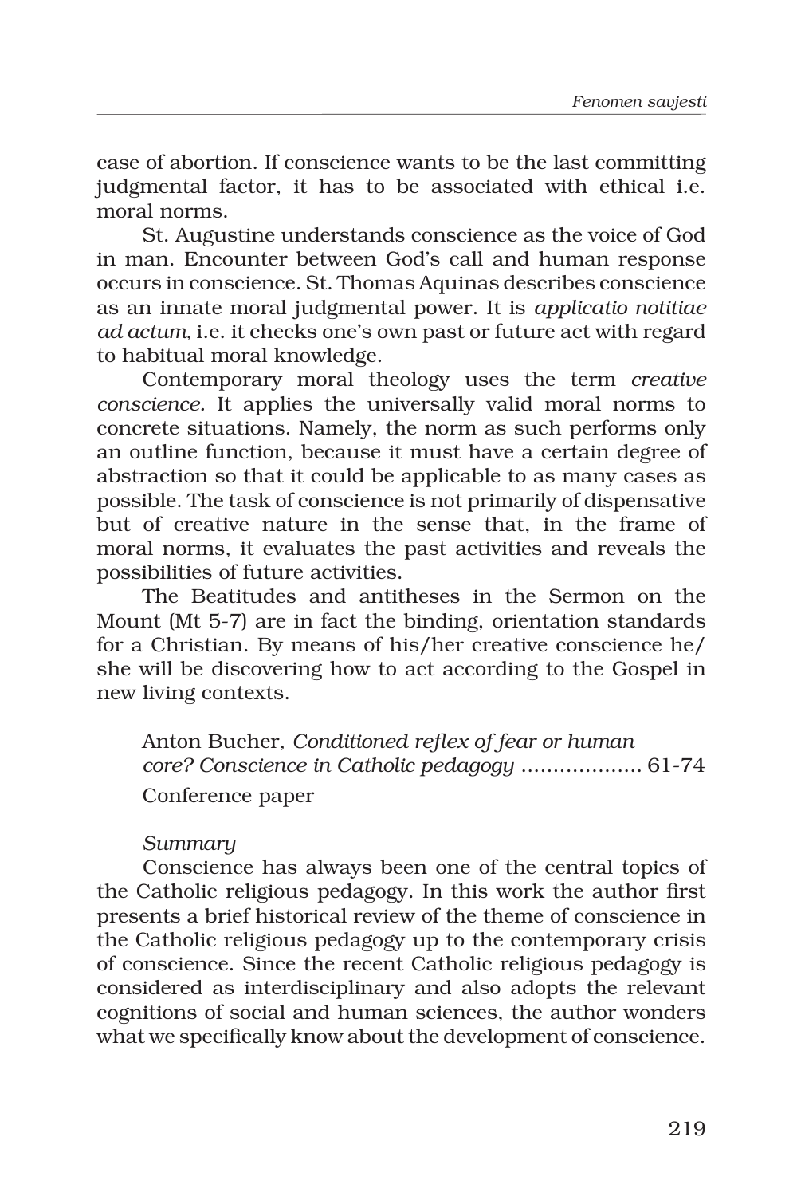case of abortion. If conscience wants to be the last committing judgmental factor, it has to be associated with ethical i.e. moral norms.

St. Augustine understands conscience as the voice of God in man. Encounter between God's call and human response occurs in conscience. St. Thomas Aquinas describes conscience as an innate moral judgmental power. It is *applicatio notitiae ad actum*, i.e. it checks one's own past or future act with regard to habitual moral knowledge.

Contemporary moral theology uses the term *creative conscience.* It applies the universally valid moral norms to concrete situations. Namely, the norm as such performs only an outline function, because it must have a certain degree of abstraction so that it could be applicable to as many cases as possible. The task of conscience is not primarily of dispensative but of creative nature in the sense that, in the frame of moral norms, it evaluates the past activities and reveals the possibilities of future activities.

The Beatitudes and antitheses in the Sermon on the Mount (Mt 5-7) are in fact the binding, orientation standards for a Christian. By means of his/her creative conscience he/she will be discovering how to act according to the Gospel in new living contexts.

Anton Bucher, *Conditioned reflex of fear or human core? Conscience in Catholic pedagogy* .................... 61-74

Conference paper

*Summary*

Conscience has always been one of the central topics of the Catholic religious pedagogy. In this work the author first presents a brief historical review of the theme of conscience in the Catholic religious pedagogy up to the contemporary crisis of conscience. Since the recent Catholic religious pedagogy is considered as interdisciplinary and also adopts the relevant cognitions of social and human sciences, the author wonders what we specifically know about the development of conscience.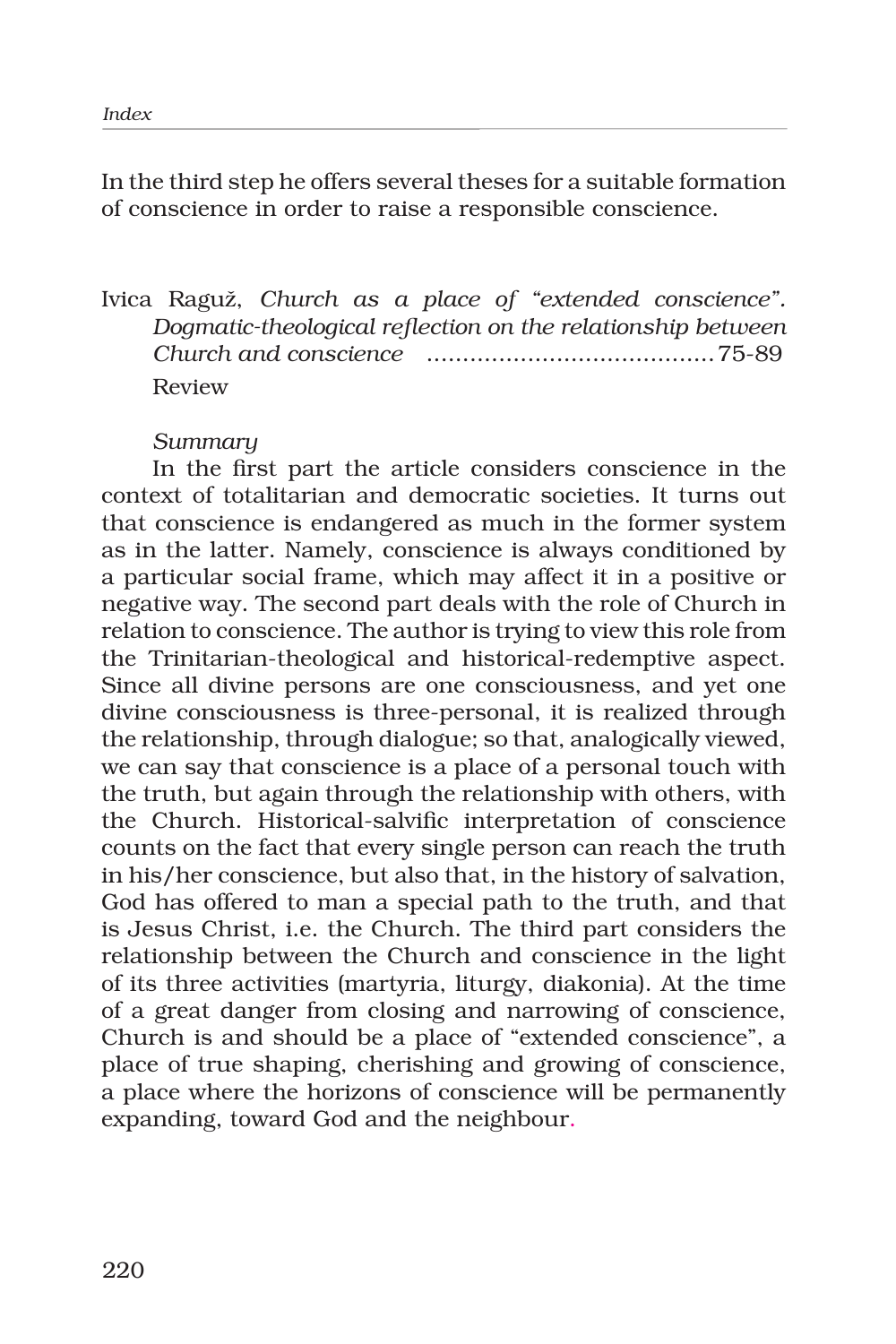In the third step he offers several theses for a suitable formation of conscience in order to raise a responsible conscience.

Ivica Raguž, *Church as a place of "extended conscience". Dogmatic-theological reflection on the relationship between Church and conscience* ........................................75-89

Review

*Summary*

In the first part the article considers conscience in the context of totalitarian and democratic societies. It turns out that conscience is endangered as much in the former system as in the latter. Namely, conscience is always conditioned by a particular social frame, which may affect it in a positive or negative way. The second part deals with the role of Church in relation to conscience. The author is trying to view this role from the Trinitarian-theological and historical-redemptive aspect. Since all divine persons are one consciousness, and yet one divine consciousness is three-personal, it is realized through the relationship, through dialogue; so that, analogically viewed, we can say that conscience is a place of a personal touch with the truth, but again through the relationship with others, with the Church. Historical-salvific interpretation of conscience counts on the fact that every single person can reach the truth in his/her conscience, but also that, in the history of salvation, God has offered to man a special path to the truth, and that is Jesus Christ, i.e. the Church. The third part considers the relationship between the Church and conscience in the light of its three activities (martyria, liturgy, diakonia). At the time of a great danger from closing and narrowing of conscience, Church is and should be a place of "extended conscience", a place of true shaping, cherishing and growing of conscience, a place where the horizons of conscience will be permanently expanding, toward God and the neighbour.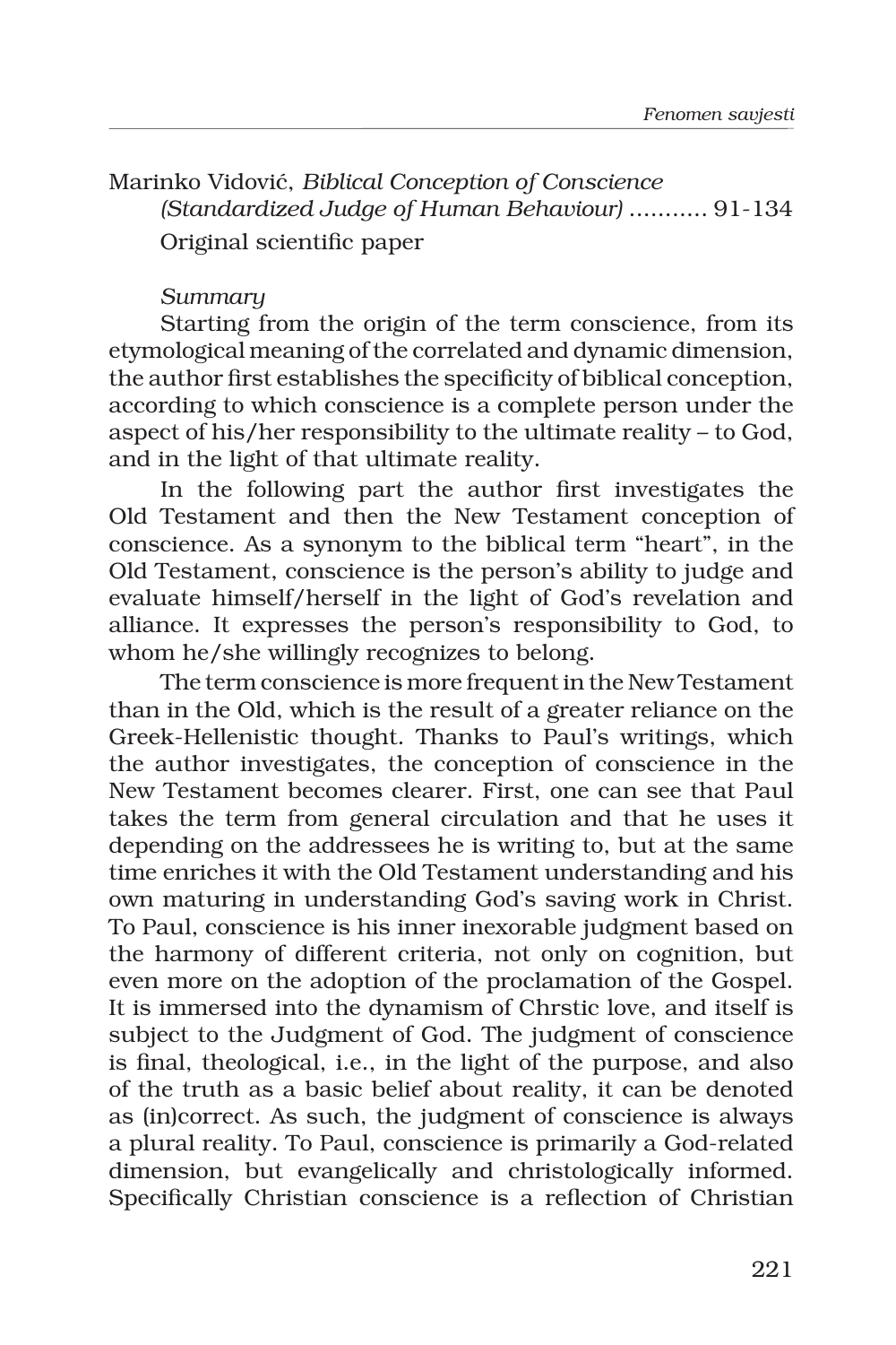Marinko Vidović, *Biblical Conception of Conscience (Standardized Judge of Human Behaviour)* ........... 91-134

Original scientific paper

*Summary*

Starting from the origin of the term conscience, from its etymological meaning of the correlated and dynamic dimension, the author first establishes the specificity of biblical conception, according to which conscience is a complete person under the aspect of his/her responsibility to the ultimate reality – to God, and in the light of that ultimate reality.

In the following part the author first investigates the Old Testament and then the New Testament conception of conscience. As a synonym to the biblical term "heart", in the Old Testament, conscience is the person's ability to judge and evaluate himself/herself in the light of God's revelation and alliance. It expresses the person's responsibility to God, to whom he/she willingly recognizes to belong.

The term conscience is more frequent in the New Testament than in the Old, which is the result of a greater reliance on the Greek-Hellenistic thought. Thanks to Paul's writings, which the author investigates, the conception of conscience in the New Testament becomes clearer. First, one can see that Paul takes the term from general circulation and that he uses it depending on the addressees he is writing to, but at the same time enriches it with the Old Testament understanding and his own maturing in understanding God's saving work in Christ. To Paul, conscience is his inner inexorable judgment based on the harmony of different criteria, not only on cognition, but even more on the adoption of the proclamation of the Gospel. It is immersed into the dynamism of Chrstic love, and itself is subject to the Judgment of God. The judgment of conscience is final, theological, i.e., in the light of the purpose, and also of the truth as a basic belief about reality, it can be denoted as (in)correct. As such, the judgment of conscience is always a plural reality. To Paul, conscience is primarily a God-related dimension, but evangelically and christologically informed. Specifically Christian conscience is a reflection of Christian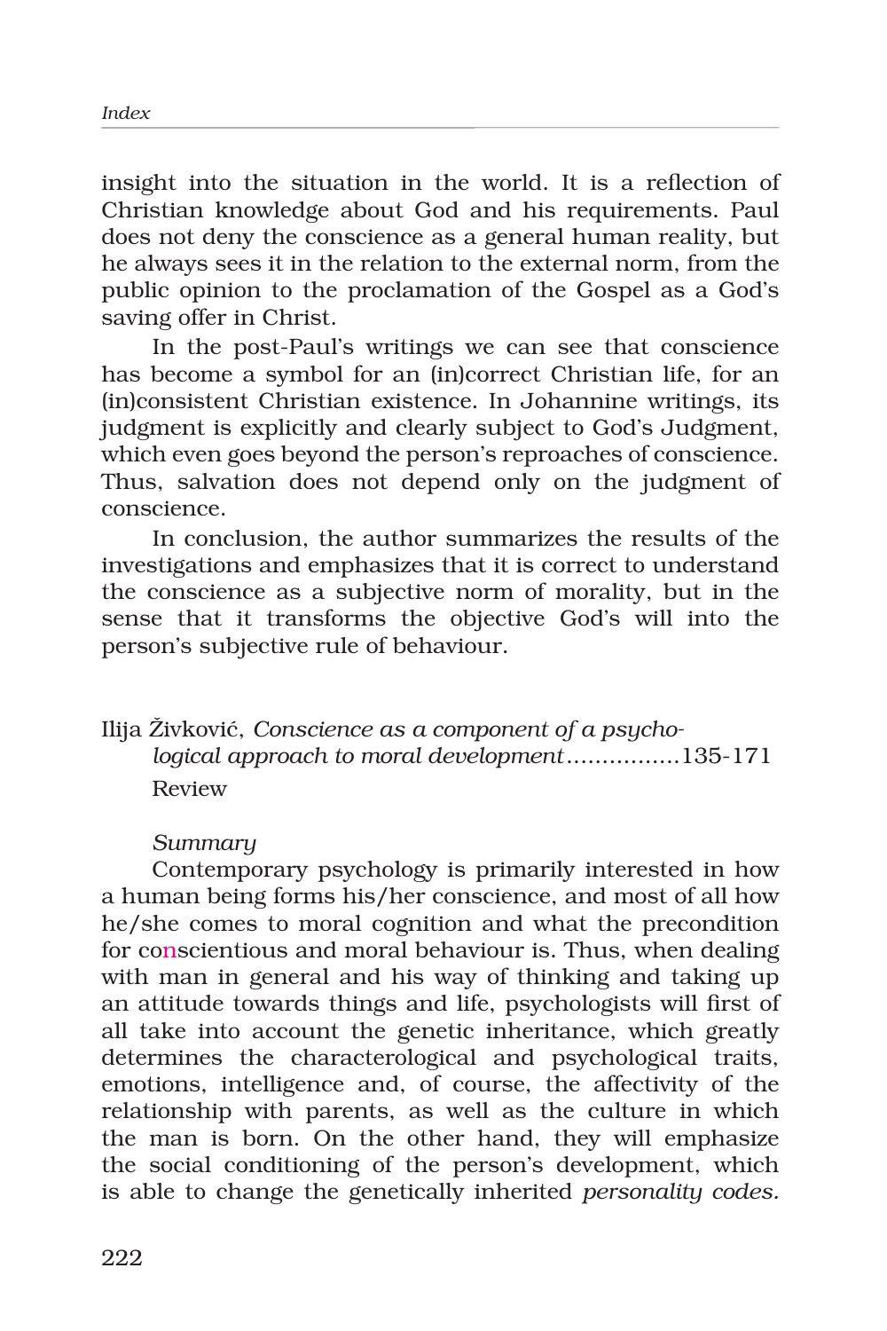insight into the situation in the world. It is a reflection of Christian knowledge about God and his requirements. Paul does not deny the conscience as a general human reality, but he always sees it in the relation to the external norm, from the public opinion to the proclamation of the Gospel as a God's saving offer in Christ.

In the post-Paul's writings we can see that conscience has become a symbol for an (in)correct Christian life, for an (in)consistent Christian existence. In Johannine writings, its judgment is explicitly and clearly subject to God's Judgment, which even goes beyond the person's reproaches of conscience. Thus, salvation does not depend only on the judgment of conscience.

In conclusion, the author summarizes the results of the investigations and emphasizes that it is correct to understand the conscience as a subjective norm of morality, but in the sense that it transforms the objective God's will into the person's subjective rule of behaviour.

Ilija Živković, *Conscience as a component of a psychological approach to moral development*................135-171
Review

*Summary*

Contemporary psychology is primarily interested in how a human being forms his/her conscience, and most of all how he/she comes to moral cognition and what the precondition for conscientious and moral behaviour is. Thus, when dealing with man in general and his way of thinking and taking up an attitude towards things and life, psychologists will first of all take into account the genetic inheritance, which greatly determines the characterological and psychological traits, emotions, intelligence and, of course, the affectivity of the relationship with parents, as well as the culture in which the man is born. On the other hand, they will emphasize the social conditioning of the person's development, which is able to change the genetically inherited *personality codes*.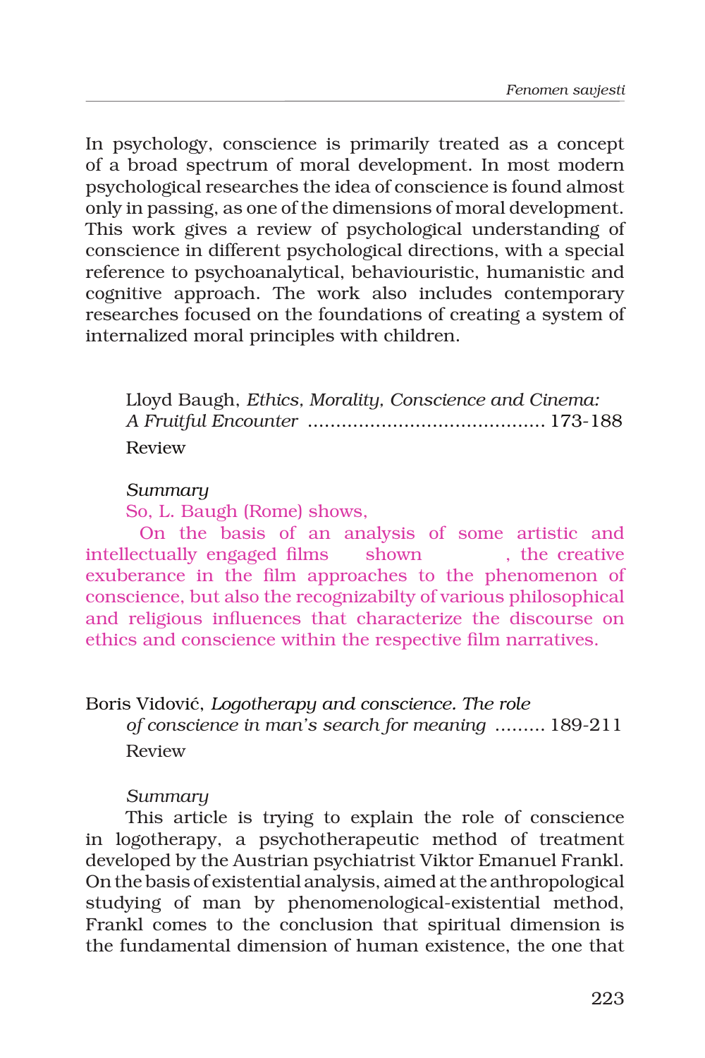In psychology, conscience is primarily treated as a concept of a broad spectrum of moral development. In most modern psychological researches the idea of conscience is found almost only in passing, as one of the dimensions of moral development. This work gives a review of psychological understanding of conscience in different psychological directions, with a special reference to psychoanalytical, behaviouristic, humanistic and cognitive approach. The work also includes contemporary researches focused on the foundations of creating a system of internalized moral principles with children.

Lloyd Baugh, *Ethics, Morality, Conscience and Cinema: A Fruitful Encounter* .......................................... 173-188

Review

*Summary*

So, L. Baugh (Rome) shows,

On the basis of an analysis of some artistic and intellectually engaged films shown , the creative exuberance in the film approaches to the phenomenon of conscience, but also the recognizabilty of various philosophical and religious influences that characterize the discourse on ethics and conscience within the respective film narratives.

Boris Vidović, *Logotherapy and conscience. The role of conscience in man's search for meaning* ......... 189-211

Review

*Summary*

This article is trying to explain the role of conscience in logotherapy, a psychotherapeutic method of treatment developed by the Austrian psychiatrist Viktor Emanuel Frankl. On the basis of existential analysis, aimed at the anthropological studying of man by phenomenological-existential method, Frankl comes to the conclusion that spiritual dimension is the fundamental dimension of human existence, the one that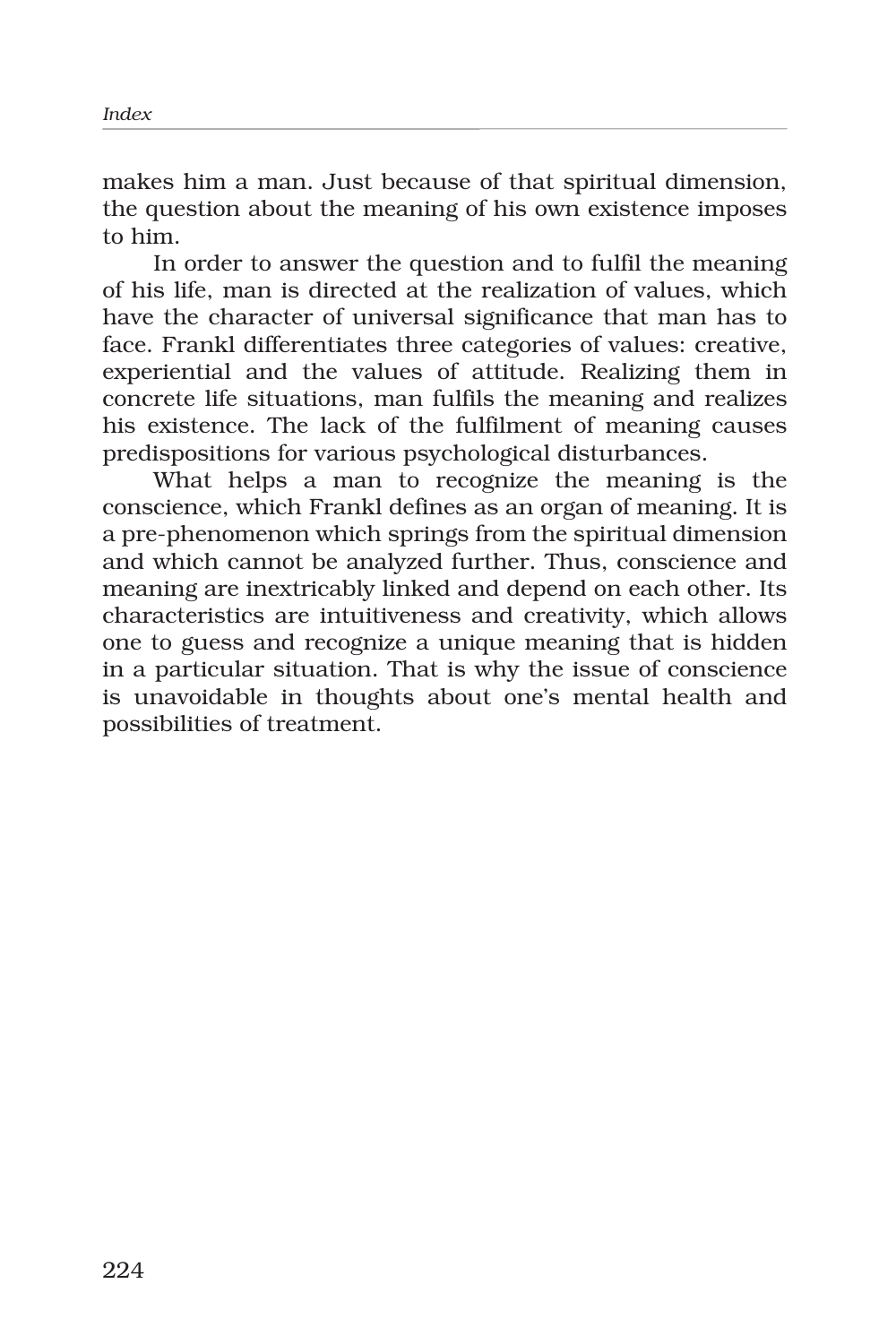makes him a man. Just because of that spiritual dimension, the question about the meaning of his own existence imposes to him.

In order to answer the question and to fulfil the meaning of his life, man is directed at the realization of values, which have the character of universal significance that man has to face. Frankl differentiates three categories of values: creative, experiential and the values of attitude. Realizing them in concrete life situations, man fulfils the meaning and realizes his existence. The lack of the fulfilment of meaning causes predispositions for various psychological disturbances.

What helps a man to recognize the meaning is the conscience, which Frankl defines as an organ of meaning. It is a pre-phenomenon which springs from the spiritual dimension and which cannot be analyzed further. Thus, conscience and meaning are inextricably linked and depend on each other. Its characteristics are intuitiveness and creativity, which allows one to guess and recognize a unique meaning that is hidden in a particular situation. That is why the issue of conscience is unavoidable in thoughts about one's mental health and possibilities of treatment.